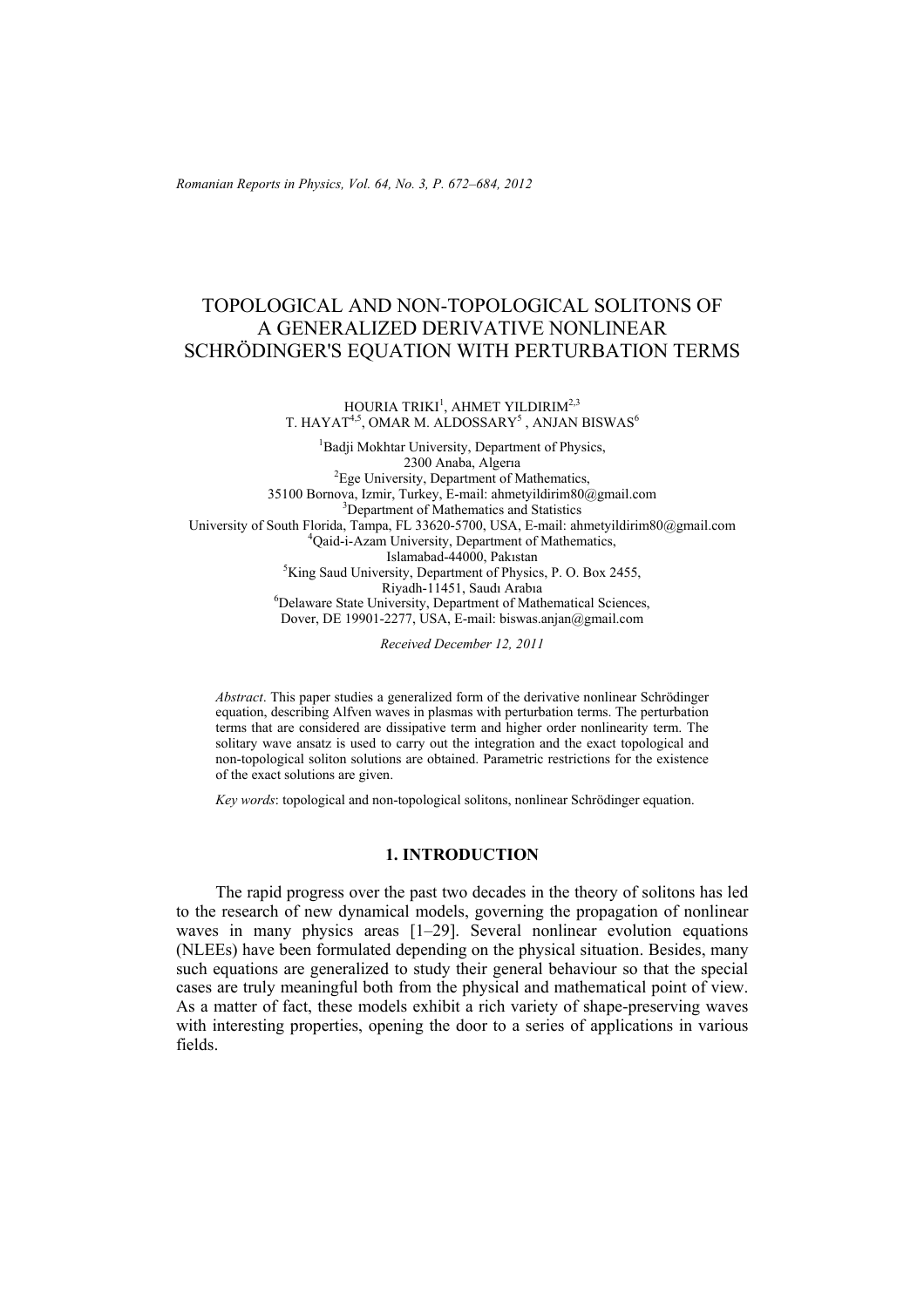# TOPOLOGICAL AND NON-TOPOLOGICAL SOLITONS OF A GENERALIZED DERIVATIVE NONLINEAR SCHRÖDINGER'S EQUATION WITH PERTURBATION TERMS

HOURIA TRIKI[1], AHMET YILDIRIM[2,3]
T. HAYAT[4,5], OMAR M. ALDOSSARY[5], ANJAN BISWAS[6]

[1]Badji Mokhtar University, Department of Physics, 2300 Anaba, Algerıa
[2]Ege University, Department of Mathematics, 35100 Bornova, Izmir, Turkey, E-mail: ahmetyildirim80@gmail.com
[3]Department of Mathematics and Statistics University of South Florida, Tampa, FL 33620-5700, USA, E-mail: ahmetyildirim80@gmail.com
[4]Qaid-i-Azam University, Department of Mathematics, Islamabad-44000, Pakıstan
[5]King Saud University, Department of Physics, P. O. Box 2455, Riyadh-11451, Saudı Arabıa
[6]Delaware State University, Department of Mathematical Sciences, Dover, DE 19901-2277, USA, E-mail: biswas.anjan@gmail.com

*Received December 12, 2011*

*Abstract*. This paper studies a generalized form of the derivative nonlinear Schrödinger equation, describing Alfven waves in plasmas with perturbation terms. The perturbation terms that are considered are dissipative term and higher order nonlinearity term. The solitary wave ansatz is used to carry out the integration and the exact topological and non-topological soliton solutions are obtained. Parametric restrictions for the existence of the exact solutions are given.

*Key words*: topological and non-topological solitons, nonlinear Schrödinger equation.

## 1. INTRODUCTION

The rapid progress over the past two decades in the theory of solitons has led to the research of new dynamical models, governing the propagation of nonlinear waves in many physics areas [1–29]. Several nonlinear evolution equations (NLEEs) have been formulated depending on the physical situation. Besides, many such equations are generalized to study their general behaviour so that the special cases are truly meaningful both from the physical and mathematical point of view. As a matter of fact, these models exhibit a rich variety of shape-preserving waves with interesting properties, opening the door to a series of applications in various fields.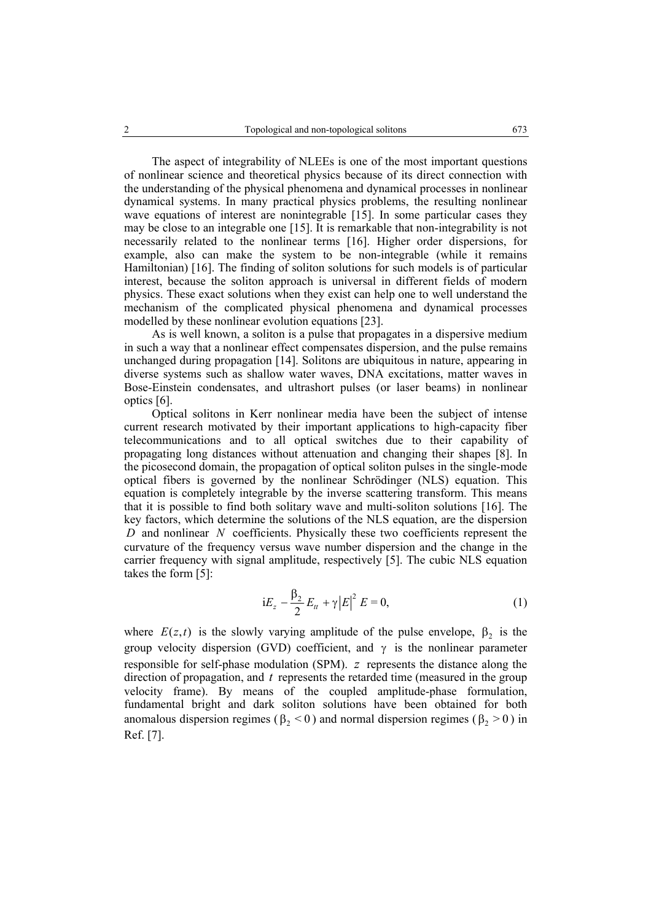The aspect of integrability of NLEEs is one of the most important questions of nonlinear science and theoretical physics because of its direct connection with the understanding of the physical phenomena and dynamical processes in nonlinear dynamical systems. In many practical physics problems, the resulting nonlinear wave equations of interest are nonintegrable [15]. In some particular cases they may be close to an integrable one [15]. It is remarkable that non-integrability is not necessarily related to the nonlinear terms [16]. Higher order dispersions, for example, also can make the system to be non-integrable (while it remains Hamiltonian) [16]. The finding of soliton solutions for such models is of particular interest, because the soliton approach is universal in different fields of modern physics. These exact solutions when they exist can help one to well understand the mechanism of the complicated physical phenomena and dynamical processes modelled by these nonlinear evolution equations [23].

As is well known, a soliton is a pulse that propagates in a dispersive medium in such a way that a nonlinear effect compensates dispersion, and the pulse remains unchanged during propagation [14]. Solitons are ubiquitous in nature, appearing in diverse systems such as shallow water waves, DNA excitations, matter waves in Bose-Einstein condensates, and ultrashort pulses (or laser beams) in nonlinear optics [6].

Optical solitons in Kerr nonlinear media have been the subject of intense current research motivated by their important applications to high-capacity fiber telecommunications and to all optical switches due to their capability of propagating long distances without attenuation and changing their shapes [8]. In the picosecond domain, the propagation of optical soliton pulses in the single-mode optical fibers is governed by the nonlinear Schrödinger (NLS) equation. This equation is completely integrable by the inverse scattering transform. This means that it is possible to find both solitary wave and multi-soliton solutions [16]. The key factors, which determine the solutions of the NLS equation, are the dispersion $D$ and nonlinear $N$ coefficients. Physically these two coefficients represent the curvature of the frequency versus wave number dispersion and the change in the carrier frequency with signal amplitude, respectively [5]. The cubic NLS equation takes the form [5]:

$$\mathrm{i}E_z - \frac{\beta_2}{2}E_{tt} + \gamma\left|E\right|^2 E = 0, \tag{1}$$

where $E(z,t)$ is the slowly varying amplitude of the pulse envelope, $\beta_2$ is the group velocity dispersion (GVD) coefficient, and $\gamma$ is the nonlinear parameter responsible for self-phase modulation (SPM). $z$ represents the distance along the direction of propagation, and $t$ represents the retarded time (measured in the group velocity frame). By means of the coupled amplitude-phase formulation, fundamental bright and dark soliton solutions have been obtained for both anomalous dispersion regimes ($\beta_2 < 0$) and normal dispersion regimes ($\beta_2 > 0$) in Ref. [7].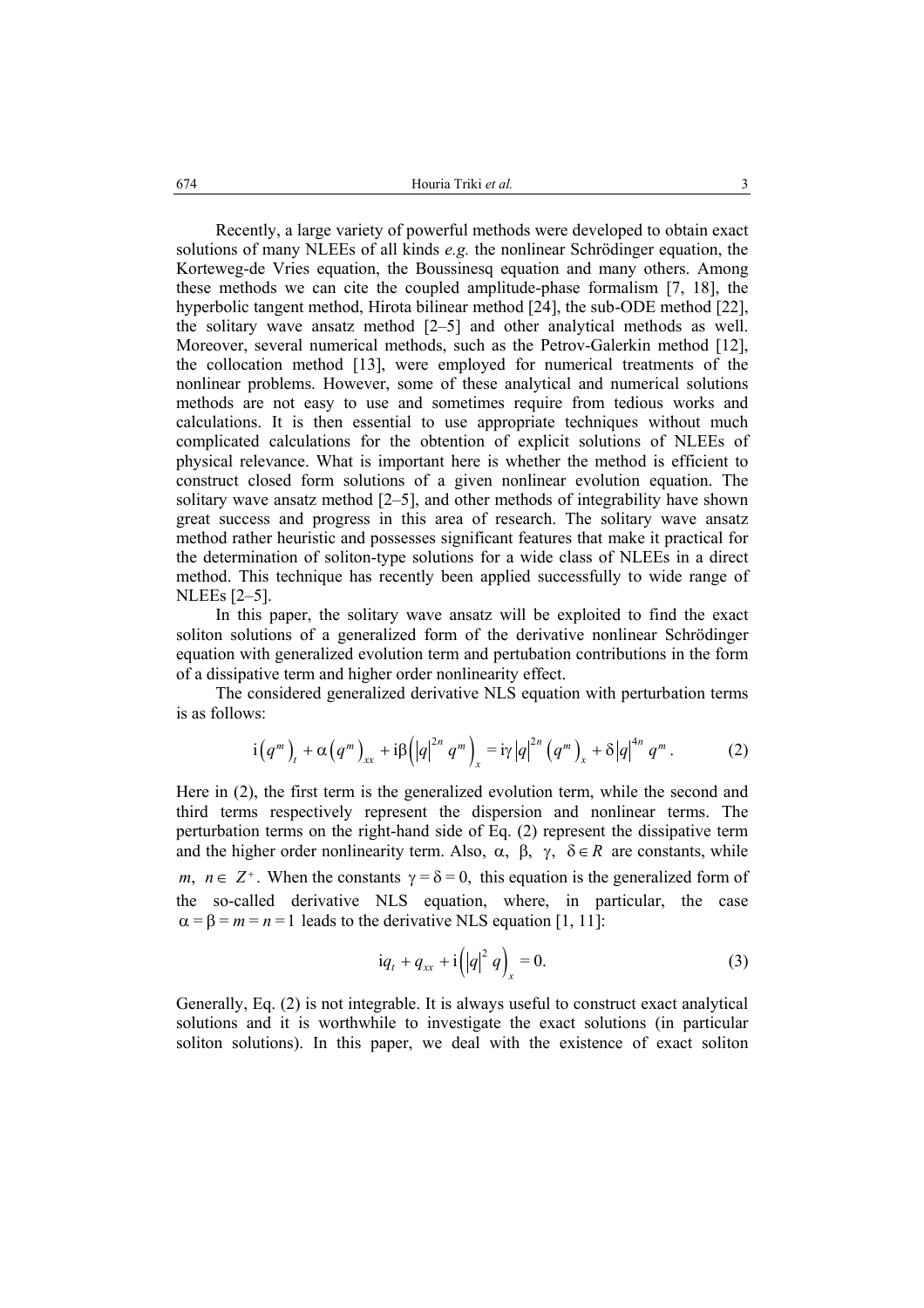Recently, a large variety of powerful methods were developed to obtain exact solutions of many NLEEs of all kinds *e.g.* the nonlinear Schrödinger equation, the Korteweg-de Vries equation, the Boussinesq equation and many others. Among these methods we can cite the coupled amplitude-phase formalism [7, 18], the hyperbolic tangent method, Hirota bilinear method [24], the sub-ODE method [22], the solitary wave ansatz method [2–5] and other analytical methods as well. Moreover, several numerical methods, such as the Petrov-Galerkin method [12], the collocation method [13], were employed for numerical treatments of the nonlinear problems. However, some of these analytical and numerical solutions methods are not easy to use and sometimes require from tedious works and calculations. It is then essential to use appropriate techniques without much complicated calculations for the obtention of explicit solutions of NLEEs of physical relevance. What is important here is whether the method is efficient to construct closed form solutions of a given nonlinear evolution equation. The solitary wave ansatz method [2–5], and other methods of integrability have shown great success and progress in this area of research. The solitary wave ansatz method rather heuristic and possesses significant features that make it practical for the determination of soliton-type solutions for a wide class of NLEEs in a direct method. This technique has recently been applied successfully to wide range of NLEEs [2–5].

In this paper, the solitary wave ansatz will be exploited to find the exact soliton solutions of a generalized form of the derivative nonlinear Schrödinger equation with generalized evolution term and pertubation contributions in the form of a dissipative term and higher order nonlinearity effect.

The considered generalized derivative NLS equation with perturbation terms is as follows:

$$\mathrm{i}\left(q^m\right)_t + \alpha\left(q^m\right)_{xx} + \mathrm{i}\beta\left(|q|^{2n} q^m\right)_x = \mathrm{i}\gamma |q|^{2n}\left(q^m\right)_x + \delta |q|^{4n} q^m . \tag{2}$$

Here in (2), the first term is the generalized evolution term, while the second and third terms respectively represent the dispersion and nonlinear terms. The perturbation terms on the right-hand side of Eq. (2) represent the dissipative term and the higher order nonlinearity term. Also, $\alpha,\ \beta,\ \gamma,\ \delta \in R$ are constants, while $m,\ n \in Z^+$. When the constants $\gamma = \delta = 0,$ this equation is the generalized form of the so-called derivative NLS equation, where, in particular, the case $\alpha = \beta = m = n = 1$ leads to the derivative NLS equation [1, 11]:

$$\mathrm{i}q_t + q_{xx} + \mathrm{i}\left(|q|^2 q\right)_x = 0. \tag{3}$$

Generally, Eq. (2) is not integrable. It is always useful to construct exact analytical solutions and it is worthwhile to investigate the exact solutions (in particular soliton solutions). In this paper, we deal with the existence of exact soliton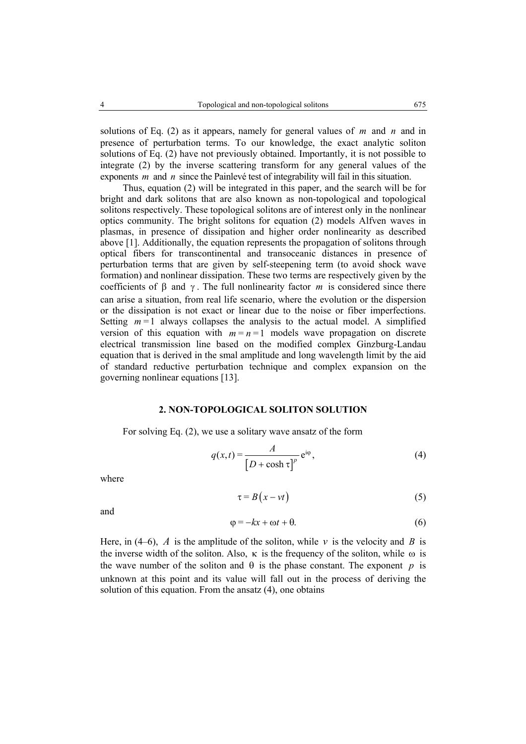solutions of Eq. (2) as it appears, namely for general values of $m$ and $n$ and in presence of perturbation terms. To our knowledge, the exact analytic soliton solutions of Eq. (2) have not previously obtained. Importantly, it is not possible to integrate (2) by the inverse scattering transform for any general values of the exponents $m$ and $n$ since the Painlevé test of integrability will fail in this situation.

Thus, equation (2) will be integrated in this paper, and the search will be for bright and dark solitons that are also known as non-topological and topological solitons respectively. These topological solitons are of interest only in the nonlinear optics community. The bright solitons for equation (2) models Alfven waves in plasmas, in presence of dissipation and higher order nonlinearity as described above [1]. Additionally, the equation represents the propagation of solitons through optical fibers for transcontinental and transoceanic distances in presence of perturbation terms that are given by self-steepening term (to avoid shock wave formation) and nonlinear dissipation. These two terms are respectively given by the coefficients of $\beta$ and $\gamma$. The full nonlinearity factor $m$ is considered since there can arise a situation, from real life scenario, where the evolution or the dispersion or the dissipation is not exact or linear due to the noise or fiber imperfections. Setting $m=1$ always collapses the analysis to the actual model. A simplified version of this equation with $m=n=1$ models wave propagation on discrete electrical transmission line based on the modified complex Ginzburg-Landau equation that is derived in the smal amplitude and long wavelength limit by the aid of standard reductive perturbation technique and complex expansion on the governing nonlinear equations [13].

## 2. NON-TOPOLOGICAL SOLITON SOLUTION

For solving Eq. (2), we use a solitary wave ansatz of the form

$$q(x,t)=\frac{A}{\left[D+\cosh\tau\right]^{p}}\mathrm{e}^{\mathrm{i}\varphi}, \tag{4}$$

where

$$\tau=B\left(x-vt\right) \tag{5}$$

and

$$\varphi=-kx+\omega t+\theta. \tag{6}$$

Here, in (4–6), $A$ is the amplitude of the soliton, while $v$ is the velocity and $B$ is the inverse width of the soliton. Also, $\kappa$ is the frequency of the soliton, while $\omega$ is the wave number of the soliton and $\theta$ is the phase constant. The exponent $p$ is unknown at this point and its value will fall out in the process of deriving the solution of this equation. From the ansatz (4), one obtains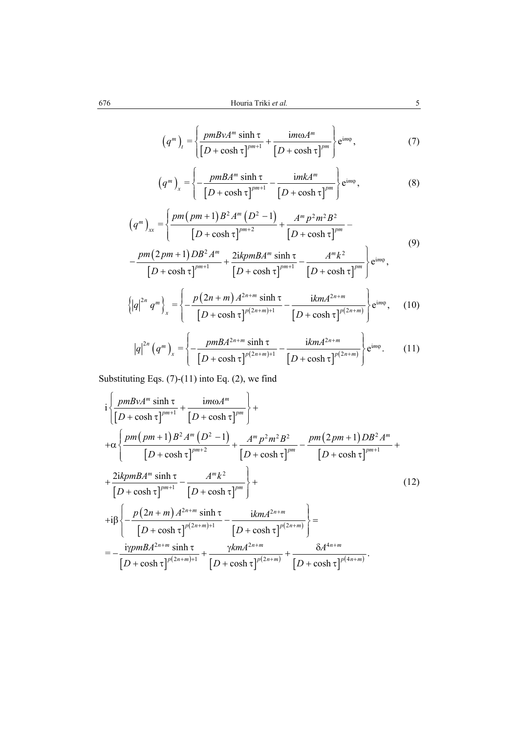$$\left(q^m\right)_t = \left\{ \frac{pmBvA^m \sinh \tau}{\left[D + \cosh \tau\right]^{pm+1}} + \frac{\mathrm{i}m\omega A^m}{\left[D + \cosh \tau\right]^{pm}} \right\} \mathrm{e}^{\mathrm{i}m\varphi}, \tag{7}$$

$$\left(q^m\right)_x = \left\{ -\frac{pmBA^m \sinh \tau}{\left[D + \cosh \tau\right]^{pm+1}} - \frac{\mathrm{i}mkA^m}{\left[D + \cosh \tau\right]^{pm}} \right\} \mathrm{e}^{\mathrm{i}m\varphi}, \tag{8}$$

$$\begin{aligned} \left(q^m\right)_{xx} = & \left\{ \frac{pm\left(pm+1\right)B^2 A^m \left(D^2 - 1\right)}{\left[D + \cosh \tau\right]^{pm+2}} + \frac{A^m p^2 m^2 B^2}{\left[D + \cosh \tau\right]^{pm}} - \right. \\ & \left. - \frac{pm\left(2pm+1\right)DB^2 A^m}{\left[D + \cosh \tau\right]^{pm+1}} + \frac{2\mathrm{i}kpmBA^m \sinh \tau}{\left[D + \cosh \tau\right]^{pm+1}} - \frac{A^m k^2}{\left[D + \cosh \tau\right]^{pm}} \right\} \mathrm{e}^{\mathrm{i}m\varphi}, \end{aligned} \tag{9}$$

$$\left\{|q|^{2n} q^m\right\}_x = \left\{ -\frac{p\left(2n+m\right)A^{2n+m} \sinh \tau}{\left[D + \cosh \tau\right]^{p(2n+m)+1}} - \frac{\mathrm{i}kmA^{2n+m}}{\left[D + \cosh \tau\right]^{p(2n+m)}} \right\} \mathrm{e}^{\mathrm{i}m\varphi}, \tag{10}$$

$$|q|^{2n}\left(q^m\right)_x = \left\{ -\frac{pmBA^{2n+m} \sinh \tau}{\left[D + \cosh \tau\right]^{p(2n+m)+1}} - \frac{\mathrm{i}kmA^{2n+m}}{\left[D + \cosh \tau\right]^{p(2n+m)}} \right\} \mathrm{e}^{\mathrm{i}m\varphi}. \tag{11}$$

Substituting Eqs. (7)-(11) into Eq. (2), we find

$$\begin{aligned} & \mathrm{i}\left\{ \frac{pmBvA^m \sinh \tau}{\left[D + \cosh \tau\right]^{pm+1}} + \frac{\mathrm{i}m\omega A^m}{\left[D + \cosh \tau\right]^{pm}} \right\} + \\ & +\alpha\left\{ \frac{pm\left(pm+1\right)B^2 A^m \left(D^2 - 1\right)}{\left[D + \cosh \tau\right]^{pm+2}} + \frac{A^m p^2 m^2 B^2}{\left[D + \cosh \tau\right]^{pm}} - \frac{pm\left(2pm+1\right)DB^2 A^m}{\left[D + \cosh \tau\right]^{pm+1}} + \right. \\ & \left. + \frac{2\mathrm{i}kpmBA^m \sinh \tau}{\left[D + \cosh \tau\right]^{pm+1}} - \frac{A^m k^2}{\left[D + \cosh \tau\right]^{pm}} \right\} + \\ & +\mathrm{i}\beta\left\{ -\frac{p\left(2n+m\right)A^{2n+m} \sinh \tau}{\left[D + \cosh \tau\right]^{p(2n+m)+1}} - \frac{\mathrm{i}kmA^{2n+m}}{\left[D + \cosh \tau\right]^{p(2n+m)}} \right\} = \\ & = -\frac{\mathrm{i}\gamma pmBA^{2n+m} \sinh \tau}{\left[D + \cosh \tau\right]^{p(2n+m)+1}} + \frac{\gamma kmA^{2n+m}}{\left[D + \cosh \tau\right]^{p(2n+m)}} + \frac{\delta A^{4n+m}}{\left[D + \cosh \tau\right]^{p(4n+m)}}. \end{aligned} \tag{12}$$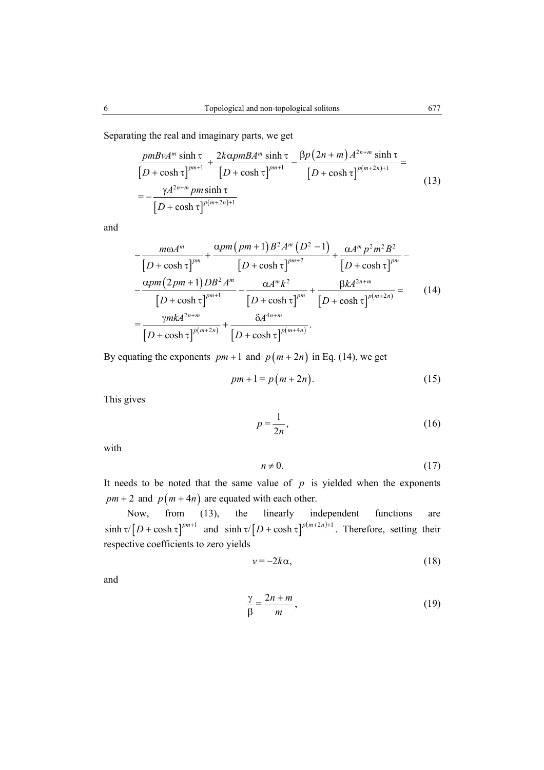Separating the real and imaginary parts, we get

$$
\begin{aligned}
&\frac{pmBvA^{m}\sinh\tau}{\left[D+\cosh\tau\right]^{pm+1}}+\frac{2k\alpha pmBA^{m}\sinh\tau}{\left[D+\cosh\tau\right]^{pm+1}}-\frac{\beta p\left(2n+m\right)A^{2n+m}\sinh\tau}{\left[D+\cosh\tau\right]^{p(m+2n)+1}}= \\
&=-\frac{\gamma A^{2n+m}pm\sinh\tau}{\left[D+\cosh\tau\right]^{p(m+2n)+1}}
\end{aligned}
\tag{13}
$$

and

$$
\begin{aligned}
&-\frac{m\omega A^{m}}{\left[D+\cosh\tau\right]^{pm}}+\frac{\alpha pm\left(pm+1\right)B^{2}A^{m}\left(D^{2}-1\right)}{\left[D+\cosh\tau\right]^{pm+2}}+\frac{\alpha A^{m}p^{2}m^{2}B^{2}}{\left[D+\cosh\tau\right]^{pm}}- \\
&-\frac{\alpha pm\left(2pm+1\right)DB^{2}A^{m}}{\left[D+\cosh\tau\right]^{pm+1}}-\frac{\alpha A^{m}k^{2}}{\left[D+\cosh\tau\right]^{pm}}+\frac{\beta kA^{2n+m}}{\left[D+\cosh\tau\right]^{p(m+2n)}}= \\
&=\frac{\gamma mkA^{2n+m}}{\left[D+\cosh\tau\right]^{p(m+2n)}}+\frac{\delta A^{4n+m}}{\left[D+\cosh\tau\right]^{p(m+4n)}}.
\end{aligned}
\tag{14}
$$

By equating the exponents $pm+1$ and $p\left(m+2n\right)$ in Eq. (14), we get

$$
pm+1=p\left(m+2n\right). \tag{15}
$$

This gives

$$
p=\frac{1}{2n}, \tag{16}
$$

with

$$
n\neq 0. \tag{17}
$$

It needs to be noted that the same value of $p$ is yielded when the exponents $pm+2$ and $p\left(m+4n\right)$ are equated with each other.

Now, from (13), the linearly independent functions are $\sinh\tau/\left[D+\cosh\tau\right]^{pm+1}$ and $\sinh\tau/\left[D+\cosh\tau\right]^{p(m+2n)+1}$. Therefore, setting their respective coefficients to zero yields

$$
v=-2k\alpha, \tag{18}
$$

and

$$
\frac{\gamma}{\beta}=\frac{2n+m}{m}, \tag{19}
$$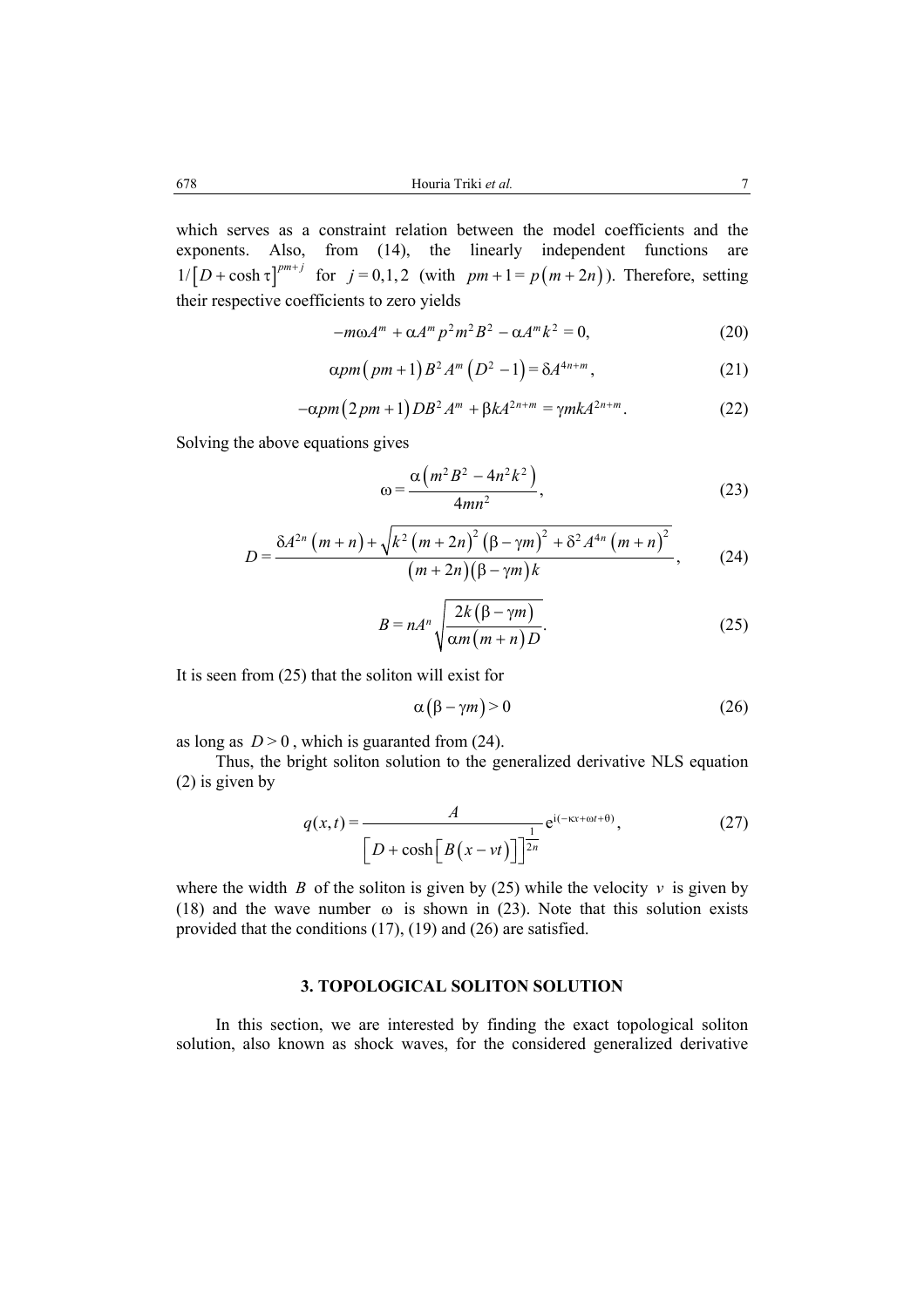which serves as a constraint relation between the model coefficients and the exponents. Also, from (14), the linearly independent functions are $1/\left[D+\cosh\tau\right]^{pm+j}$ for $j=0,1,2$ (with $pm+1=p\left(m+2n\right)$). Therefore, setting their respective coefficients to zero yields

$$-m\omega A^{m}+\alpha A^{m}p^{2}m^{2}B^{2}-\alpha A^{m}k^{2}=0, \tag{20}$$

$$\alpha pm\left(pm+1\right)B^{2}A^{m}\left(D^{2}-1\right)=\delta A^{4n+m}, \tag{21}$$

$$-\alpha pm\left(2pm+1\right)DB^{2}A^{m}+\beta kA^{2n+m}=\gamma mkA^{2n+m}. \tag{22}$$

Solving the above equations gives

$$\omega=\frac{\alpha\left(m^{2}B^{2}-4n^{2}k^{2}\right)}{4mn^{2}}, \tag{23}$$

$$D=\frac{\delta A^{2n}\left(m+n\right)+\sqrt{k^{2}\left(m+2n\right)^{2}\left(\beta-\gamma m\right)^{2}+\delta^{2}A^{4n}\left(m+n\right)^{2}}}{\left(m+2n\right)\left(\beta-\gamma m\right)k}, \tag{24}$$

$$B=nA^{n}\sqrt{\frac{2k\left(\beta-\gamma m\right)}{\alpha m\left(m+n\right)D}}. \tag{25}$$

It is seen from (25) that the soliton will exist for

$$\alpha\left(\beta-\gamma m\right)>0 \tag{26}$$

as long as $D>0$, which is guaranted from (24).

Thus, the bright soliton solution to the generalized derivative NLS equation (2) is given by

$$q(x,t)=\frac{A}{\left[D+\cosh\left[B\left(x-vt\right)\right]\right]^{\frac{1}{2n}}}\mathrm{e}^{\mathrm{i}(-\kappa x+\omega t+\theta)}, \tag{27}$$

where the width $B$ of the soliton is given by (25) while the velocity $v$ is given by (18) and the wave number $\omega$ is shown in (23). Note that this solution exists provided that the conditions (17), (19) and (26) are satisfied.

## 3. TOPOLOGICAL SOLITON SOLUTION

In this section, we are interested by finding the exact topological soliton solution, also known as shock waves, for the considered generalized derivative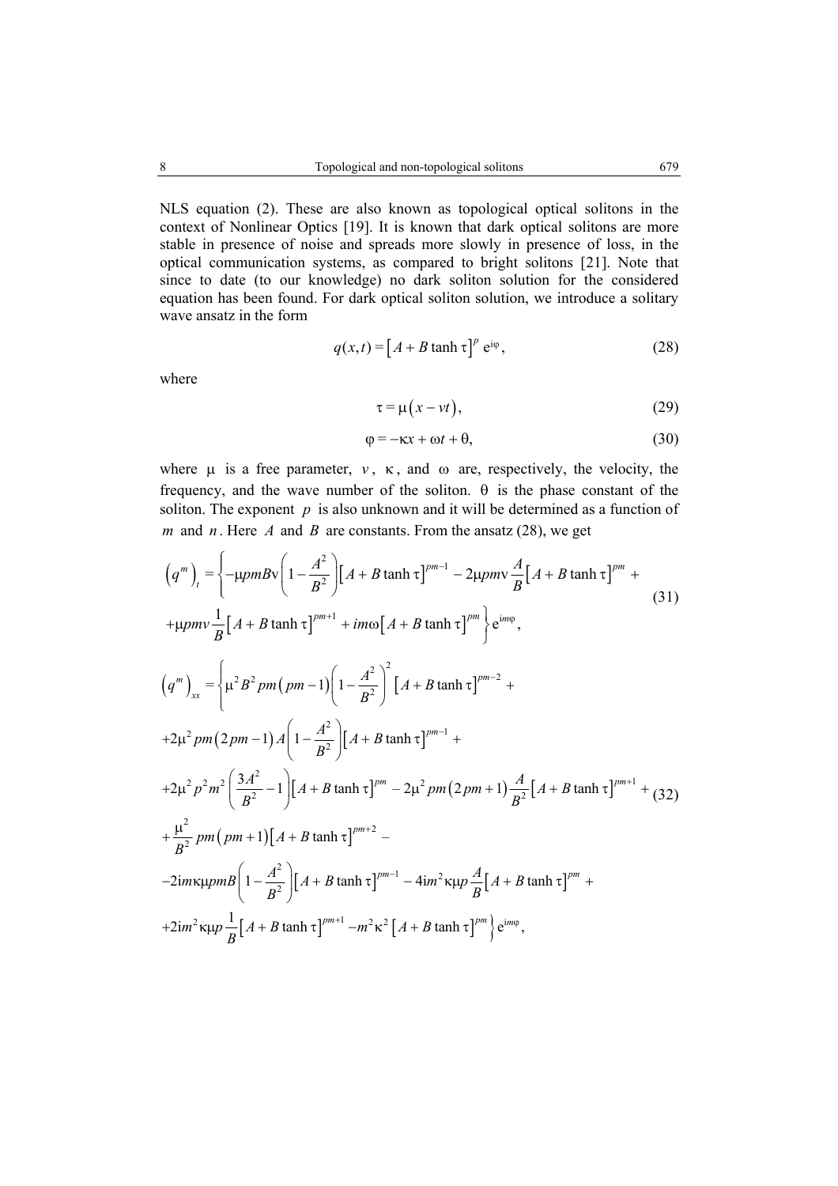NLS equation (2). These are also known as topological optical solitons in the context of Nonlinear Optics [19]. It is known that dark optical solitons are more stable in presence of noise and spreads more slowly in presence of loss, in the optical communication systems, as compared to bright solitons [21]. Note that since to date (to our knowledge) no dark soliton solution for the considered equation has been found. For dark optical soliton solution, we introduce a solitary wave ansatz in the form

$$q(x,t) = \left[A + B\tanh\tau\right]^{p} \mathrm{e}^{\mathrm{i}\varphi}, \tag{28}$$

where

$$\tau = \mu\left(x - vt\right), \tag{29}$$

$$\varphi = -\kappa x + \omega t + \theta, \tag{30}$$

where $\mu$ is a free parameter, $v$, $\kappa$, and $\omega$ are, respectively, the velocity, the frequency, and the wave number of the soliton. $\theta$ is the phase constant of the soliton. The exponent $p$ is also unknown and it will be determined as a function of $m$ and $n$. Here $A$ and $B$ are constants. From the ansatz (28), we get

$$\begin{aligned}
\left(q^{m}\right)_{t} = &\left\{-\mu pmB\mathrm{v}\left(1-\frac{A^{2}}{B^{2}}\right)\left[A+B\tanh\tau\right]^{pm-1} - 2\mu pm\mathrm{v}\frac{A}{B}\left[A+B\tanh\tau\right]^{pm} + \right.\\
&\left. +\mu pmv\frac{1}{B}\left[A+B\tanh\tau\right]^{pm+1} + im\omega\left[A+B\tanh\tau\right]^{pm}\right\}\mathrm{e}^{\mathrm{i}m\varphi},
\end{aligned} \tag{31}$$

$$\begin{aligned}
\left(q^{m}\right)_{xx} = &\left\{\mu^{2}B^{2}pm\left(pm-1\right)\left(1-\frac{A^{2}}{B^{2}}\right)^{2}\left[A+B\tanh\tau\right]^{pm-2} + \right.\\
&+2\mu^{2}pm\left(2pm-1\right)A\left(1-\frac{A^{2}}{B^{2}}\right)\left[A+B\tanh\tau\right]^{pm-1} + \\
&+2\mu^{2}p^{2}m^{2}\left(\frac{3A^{2}}{B^{2}}-1\right)\left[A+B\tanh\tau\right]^{pm} - 2\mu^{2}pm\left(2pm+1\right)\frac{A}{B^{2}}\left[A+B\tanh\tau\right]^{pm+1} + \\
&+\frac{\mu^{2}}{B^{2}}pm\left(pm+1\right)\left[A+B\tanh\tau\right]^{pm+2} - \\
&-2\mathrm{i}m\kappa\mu pmB\left(1-\frac{A^{2}}{B^{2}}\right)\left[A+B\tanh\tau\right]^{pm-1} - 4\mathrm{i}m^{2}\kappa\mu p\frac{A}{B}\left[A+B\tanh\tau\right]^{pm} + \\
&\left.+2\mathrm{i}m^{2}\kappa\mu p\frac{1}{B}\left[A+B\tanh\tau\right]^{pm+1} - m^{2}\kappa^{2}\left[A+B\tanh\tau\right]^{pm}\right\}\mathrm{e}^{\mathrm{i}m\varphi},
\end{aligned} \tag{32}$$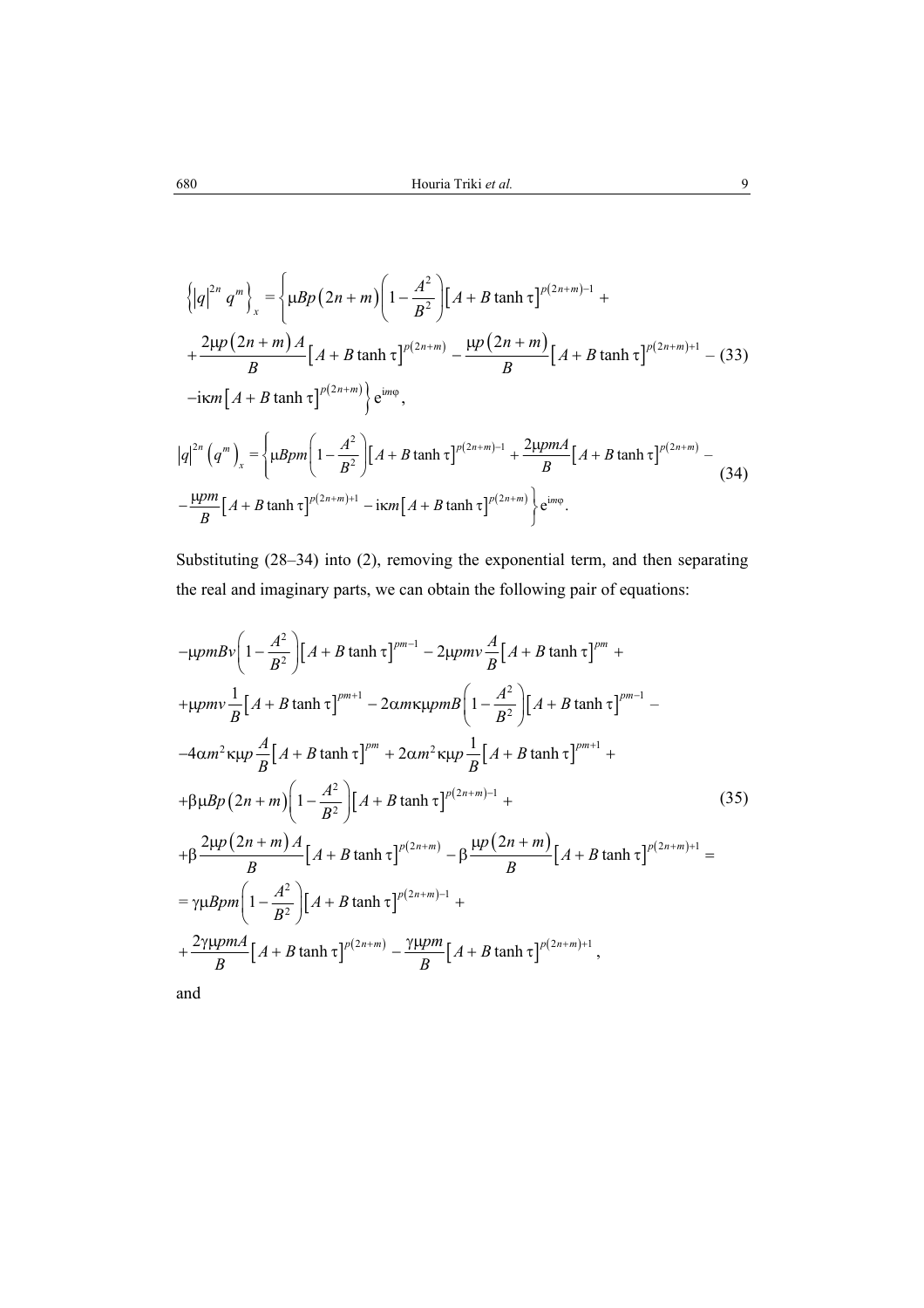$$\left\{|q|^{2n}q^m\right\}_x = \left\{\mu Bp\left(2n+m\right)\left(1-\frac{A^2}{B^2}\right)\left[A+B\tanh\tau\right]^{p(2n+m)-1} + \right.$$
$$+\frac{2\mu p\left(2n+m\right)A}{B}\left[A+B\tanh\tau\right]^{p(2n+m)} - \frac{\mu p\left(2n+m\right)}{B}\left[A+B\tanh\tau\right]^{p(2n+m)+1} - \tag{33}$$
$$\left.-\mathrm{i}\kappa m\left[A+B\tanh\tau\right]^{p(2n+m)}\right\}\mathrm{e}^{\mathrm{i}m\varphi},$$

$$|q|^{2n}\left(q^m\right)_x = \left\{\mu Bpm\left(1-\frac{A^2}{B^2}\right)\left[A+B\tanh\tau\right]^{p(2n+m)-1} + \frac{2\mu pmA}{B}\left[A+B\tanh\tau\right]^{p(2n+m)} - \right.$$
$$\left.-\frac{\mu pm}{B}\left[A+B\tanh\tau\right]^{p(2n+m)+1} - \mathrm{i}\kappa m\left[A+B\tanh\tau\right]^{p(2n+m)}\right\}\mathrm{e}^{\mathrm{i}m\varphi}. \tag{34}$$

Substituting (28–34) into (2), removing the exponential term, and then separating the real and imaginary parts, we can obtain the following pair of equations:

$$-\mu pmBv\left(1-\frac{A^2}{B^2}\right)\left[A+B\tanh\tau\right]^{pm-1} - 2\mu pmv\frac{A}{B}\left[A+B\tanh\tau\right]^{pm} +$$
$$+\mu pmv\frac{1}{B}\left[A+B\tanh\tau\right]^{pm+1} - 2\alpha m\kappa\mu pmB\left(1-\frac{A^2}{B^2}\right)\left[A+B\tanh\tau\right]^{pm-1} -$$
$$-4\alpha m^2\kappa\mu p\frac{A}{B}\left[A+B\tanh\tau\right]^{pm} + 2\alpha m^2\kappa\mu p\frac{1}{B}\left[A+B\tanh\tau\right]^{pm+1} +$$
$$+\beta\mu Bp\left(2n+m\right)\left(1-\frac{A^2}{B^2}\right)\left[A+B\tanh\tau\right]^{p(2n+m)-1} + \tag{35}$$
$$+\beta\frac{2\mu p\left(2n+m\right)A}{B}\left[A+B\tanh\tau\right]^{p(2n+m)} - \beta\frac{\mu p\left(2n+m\right)}{B}\left[A+B\tanh\tau\right]^{p(2n+m)+1} =$$
$$=\gamma\mu Bpm\left(1-\frac{A^2}{B^2}\right)\left[A+B\tanh\tau\right]^{p(2n+m)-1} +$$
$$+\frac{2\gamma\mu pmA}{B}\left[A+B\tanh\tau\right]^{p(2n+m)} - \frac{\gamma\mu pm}{B}\left[A+B\tanh\tau\right]^{p(2n+m)+1},$$

and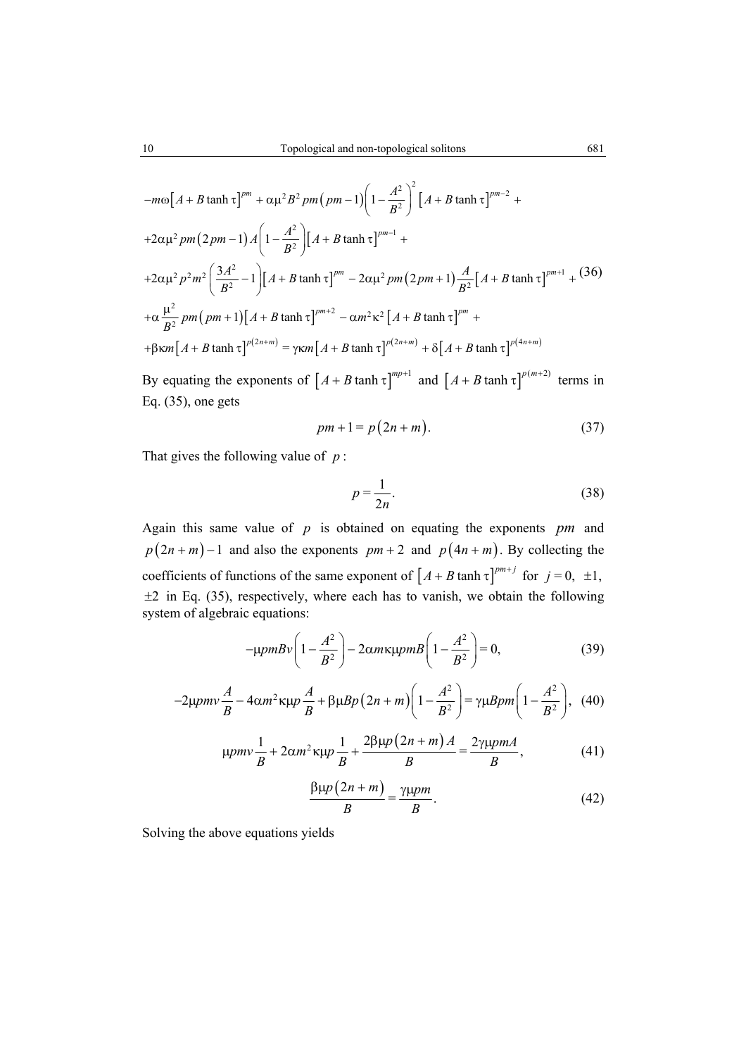$$
\begin{aligned}
&-m\omega\left[A+B\tanh\tau\right]^{pm}+\alpha\mu^2B^2pm\left(pm-1\right)\left(1-\frac{A^2}{B^2}\right)^2\left[A+B\tanh\tau\right]^{pm-2}+\\
&+2\alpha\mu^2pm\left(2pm-1\right)A\left(1-\frac{A^2}{B^2}\right)\left[A+B\tanh\tau\right]^{pm-1}+\\
&+2\alpha\mu^2p^2m^2\left(\frac{3A^2}{B^2}-1\right)\left[A+B\tanh\tau\right]^{pm}-2\alpha\mu^2pm\left(2pm+1\right)\frac{A}{B^2}\left[A+B\tanh\tau\right]^{pm+1}+\\
&+\alpha\frac{\mu^2}{B^2}pm\left(pm+1\right)\left[A+B\tanh\tau\right]^{pm+2}-\alpha m^2\kappa^2\left[A+B\tanh\tau\right]^{pm}+\\
&+\beta\kappa m\left[A+B\tanh\tau\right]^{p(2n+m)}=\gamma\kappa m\left[A+B\tanh\tau\right]^{p(2n+m)}+\delta\left[A+B\tanh\tau\right]^{p(4n+m)}
\end{aligned}
\tag{36}
$$

By equating the exponents of $\left[A+B\tanh\tau\right]^{mp+1}$ and $\left[A+B\tanh\tau\right]^{p(m+2)}$ terms in Eq. (35), one gets

$$
pm+1=p\left(2n+m\right). \tag{37}
$$

That gives the following value of $p$:

$$
p=\frac{1}{2n}. \tag{38}
$$

Again this same value of $p$ is obtained on equating the exponents $pm$ and $p\left(2n+m\right)-1$ and also the exponents $pm+2$ and $p\left(4n+m\right)$. By collecting the coefficients of functions of the same exponent of $\left[A+B\tanh\tau\right]^{pm+j}$ for $j=0,\ \pm1,\ \pm2$ in Eq. (35), respectively, where each has to vanish, we obtain the following system of algebraic equations:

$$
-\mu pmBv\left(1-\frac{A^2}{B^2}\right)-2\alpha m\kappa\mu pmB\left(1-\frac{A^2}{B^2}\right)=0, \tag{39}
$$

$$
-2\mu pmv\frac{A}{B}-4\alpha m^2\kappa\mu p\frac{A}{B}+\beta\mu Bp\left(2n+m\right)\left(1-\frac{A^2}{B^2}\right)=\gamma\mu Bpm\left(1-\frac{A^2}{B^2}\right), \tag{40}
$$

$$
\mu pmv\frac{1}{B}+2\alpha m^2\kappa\mu p\frac{1}{B}+\frac{2\beta\mu p\left(2n+m\right)A}{B}=\frac{2\gamma\mu pmA}{B}, \tag{41}
$$

$$
\frac{\beta\mu p\left(2n+m\right)}{B}=\frac{\gamma\mu pm}{B}. \tag{42}
$$

Solving the above equations yields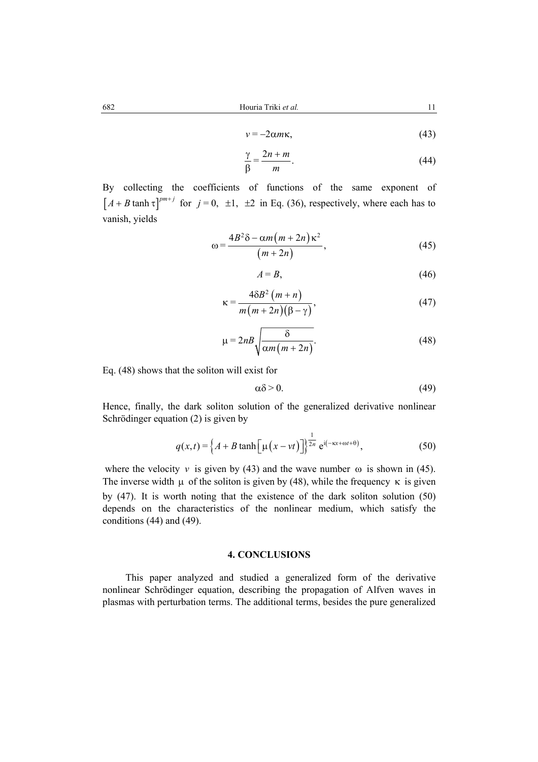$$v = -2\alpha m\kappa, \tag{43}$$

$$\frac{\gamma}{\beta} = \frac{2n+m}{m}. \tag{44}$$

By collecting the coefficients of functions of the same exponent of $\left[A + B\tanh\tau\right]^{pm+j}$ for $j = 0,\ \pm 1,\ \pm 2$ in Eq. (36), respectively, where each has to vanish, yields

$$\omega = \frac{4B^2\delta - \alpha m\left(m+2n\right)\kappa^2}{\left(m+2n\right)}, \tag{45}$$

$$A = B, \tag{46}$$

$$\kappa = \frac{4\delta B^2\left(m+n\right)}{m\left(m+2n\right)\left(\beta-\gamma\right)}, \tag{47}$$

$$\mu = 2nB\sqrt{\frac{\delta}{\alpha m\left(m+2n\right)}}. \tag{48}$$

Eq. (48) shows that the soliton will exist for

$$\alpha\delta > 0. \tag{49}$$

Hence, finally, the dark soliton solution of the generalized derivative nonlinear Schrödinger equation (2) is given by

$$q(x,t) = \left\{A + B\tanh\left[\mu\left(x - vt\right)\right]\right\}^{\frac{1}{2n}} \mathrm{e}^{\mathrm{i}\left(-\kappa x + \omega t + \theta\right)}, \tag{50}$$

where the velocity $v$ is given by (43) and the wave number $\omega$ is shown in (45). The inverse width $\mu$ of the soliton is given by (48), while the frequency $\kappa$ is given by (47). It is worth noting that the existence of the dark soliton solution (50) depends on the characteristics of the nonlinear medium, which satisfy the conditions (44) and (49).

## 4. CONCLUSIONS

This paper analyzed and studied a generalized form of the derivative nonlinear Schrödinger equation, describing the propagation of Alfven waves in plasmas with perturbation terms. The additional terms, besides the pure generalized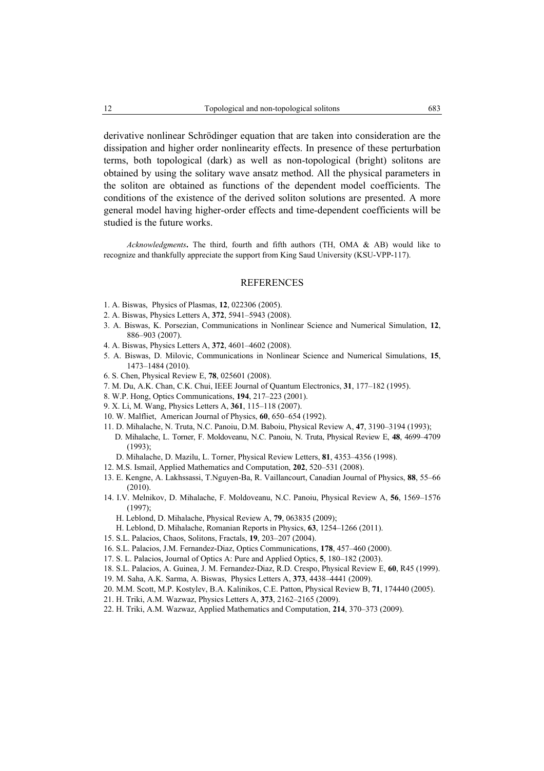derivative nonlinear Schrödinger equation that are taken into consideration are the dissipation and higher order nonlinearity effects. In presence of these perturbation terms, both topological (dark) as well as non-topological (bright) solitons are obtained by using the solitary wave ansatz method. All the physical parameters in the soliton are obtained as functions of the dependent model coefficients. The conditions of the existence of the derived soliton solutions are presented. A more general model having higher-order effects and time-dependent coefficients will be studied is the future works.

*Acknowledgments***.** The third, fourth and fifth authors (TH, OMA & AB) would like to recognize and thankfully appreciate the support from King Saud University (KSU-VPP-117).

## REFERENCES

1. A. Biswas, Physics of Plasmas, **12**, 022306 (2005).
2. A. Biswas, Physics Letters A, **372**, 5941–5943 (2008).
3. A. Biswas, K. Porsezian, Communications in Nonlinear Science and Numerical Simulation, **12**, 886–903 (2007).
4. A. Biswas, Physics Letters A, **372**, 4601–4602 (2008).
5. A. Biswas, D. Milovic, Communications in Nonlinear Science and Numerical Simulations, **15**, 1473–1484 (2010).
6. S. Chen, Physical Review E, **78**, 025601 (2008).
7. M. Du, A.K. Chan, C.K. Chui, IEEE Journal of Quantum Electronics, **31**, 177–182 (1995).
8. W.P. Hong, Optics Communications, **194**, 217–223 (2001).
9. X. Li, M. Wang, Physics Letters A, **361**, 115–118 (2007).
10. W. Malfliet, American Journal of Physics, **60**, 650–654 (1992).
11. D. Mihalache, N. Truta, N.C. Panoiu, D.M. Baboiu, Physical Review A, **47**, 3190–3194 (1993);
    D. Mihalache, L. Torner, F. Moldoveanu, N.C. Panoiu, N. Truta, Physical Review E, **48**, 4699–4709 (1993);
    D. Mihalache, D. Mazilu, L. Torner, Physical Review Letters, **81**, 4353–4356 (1998).
12. M.S. Ismail, Applied Mathematics and Computation, **202**, 520–531 (2008).
13. E. Kengne, A. Lakhssassi, T.Nguyen-Ba, R. Vaillancourt, Canadian Journal of Physics, **88**, 55–66 (2010).
14. I.V. Melnikov, D. Mihalache, F. Moldoveanu, N.C. Panoiu, Physical Review A, **56**, 1569–1576 (1997);
    H. Leblond, D. Mihalache, Physical Review A, **79**, 063835 (2009);
    H. Leblond, D. Mihalache, Romanian Reports in Physics, **63**, 1254–1266 (2011).
15. S.L. Palacios, Chaos, Solitons, Fractals, **19**, 203–207 (2004).
16. S.L. Palacios, J.M. Fernandez-Diaz, Optics Communications, **178**, 457–460 (2000).
17. S. L. Palacios, Journal of Optics A: Pure and Applied Optics, **5**, 180–182 (2003).
18. S.L. Palacios, A. Guinea, J. M. Fernandez-Diaz, R.D. Crespo, Physical Review E, **60**, R45 (1999).
19. M. Saha, A.K. Sarma, A. Biswas, Physics Letters A, **373**, 4438–4441 (2009).
20. M.M. Scott, M.P. Kostylev, B.A. Kalinikos, C.E. Patton, Physical Review B, **71**, 174440 (2005).
21. H. Triki, A.M. Wazwaz, Physics Letters A, **373**, 2162–2165 (2009).
22. H. Triki, A.M. Wazwaz, Applied Mathematics and Computation, **214**, 370–373 (2009).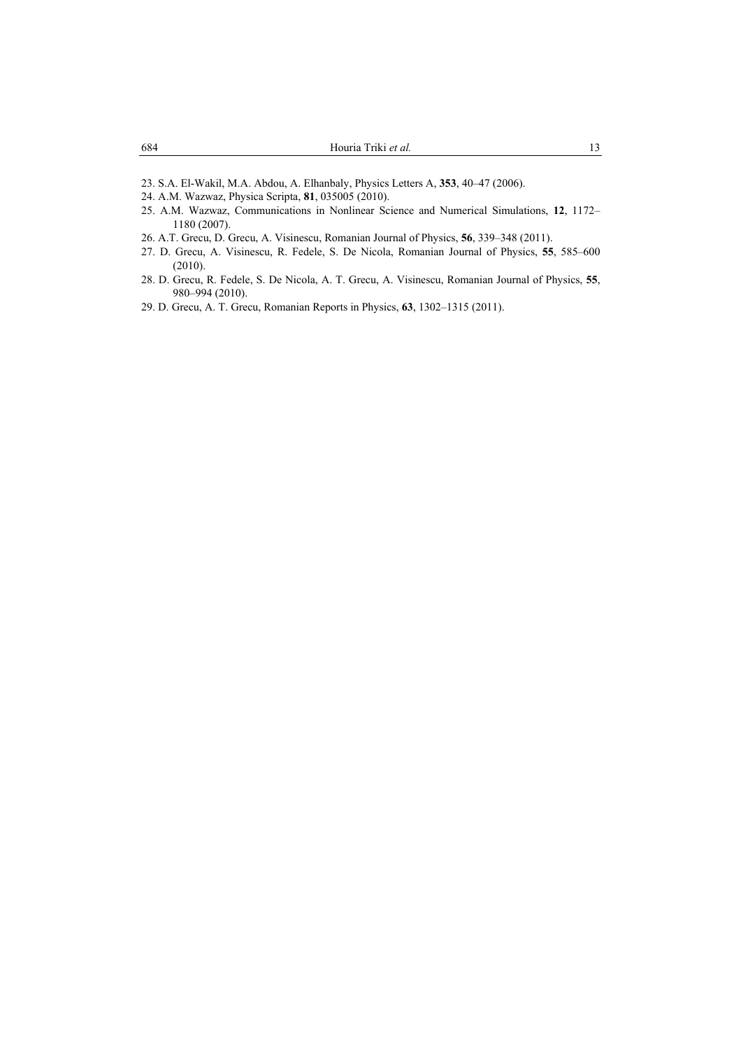23. S.A. El-Wakil, M.A. Abdou, A. Elhanbaly, Physics Letters A, **353**, 40–47 (2006).
24. A.M. Wazwaz, Physica Scripta, **81**, 035005 (2010).
25. A.M. Wazwaz, Communications in Nonlinear Science and Numerical Simulations, **12**, 1172–1180 (2007).
26. A.T. Grecu, D. Grecu, A. Visinescu, Romanian Journal of Physics, **56**, 339–348 (2011).
27. D. Grecu, A. Visinescu, R. Fedele, S. De Nicola, Romanian Journal of Physics, **55**, 585–600 (2010).
28. D. Grecu, R. Fedele, S. De Nicola, A. T. Grecu, A. Visinescu, Romanian Journal of Physics, **55**, 980–994 (2010).
29. D. Grecu, A. T. Grecu, Romanian Reports in Physics, **63**, 1302–1315 (2011).